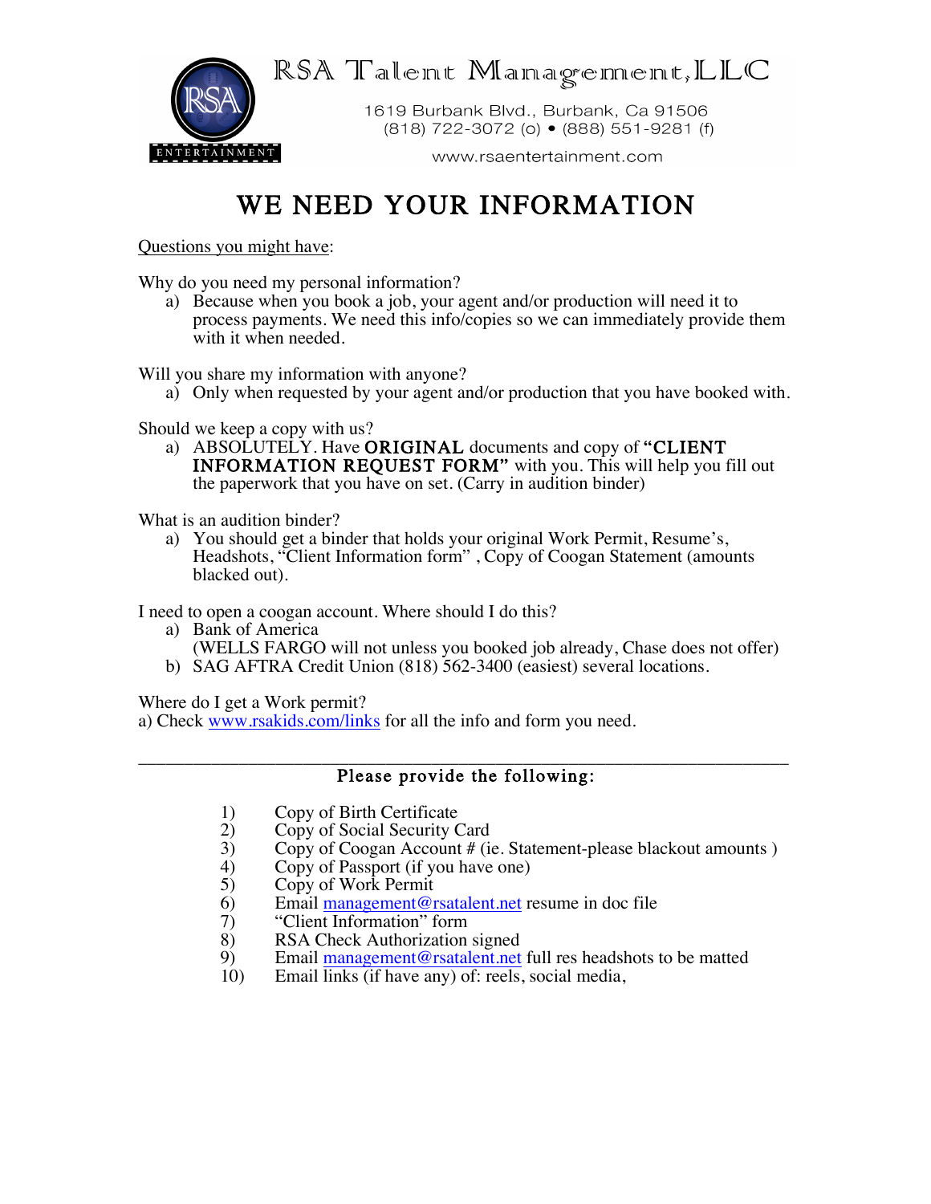RSA Talent Management, LLC

1619 Burbank Blvd., Burbank, Ca 91506
(818) 722-3072 (o) • (888) 551-9281 (f)

www.rsaentertainment.com

# WE NEED YOUR INFORMATION

Questions you might have:

Why do you need my personal information?

a) Because when you book a job, your agent and/or production will need it to process payments. We need this info/copies so we can immediately provide them with it when needed.

Will you share my information with anyone?

a) Only when requested by your agent and/or production that you have booked with.

Should we keep a copy with us?

a) ABSOLUTELY. Have **ORIGINAL** documents and copy of **"CLIENT INFORMATION REQUEST FORM"** with you. This will help you fill out the paperwork that you have on set. (Carry in audition binder)

What is an audition binder?

a) You should get a binder that holds your original Work Permit, Resume's, Headshots, "Client Information form" , Copy of Coogan Statement (amounts blacked out).

I need to open a coogan account. Where should I do this?

a) Bank of America
(WELLS FARGO will not unless you booked job already, Chase does not offer)
b) SAG AFTRA Credit Union (818) 562-3400 (easiest) several locations.

Where do I get a Work permit?

a) Check www.rsakids.com/links for all the info and form you need.

---

**Please provide the following:**

1) Copy of Birth Certificate
2) Copy of Social Security Card
3) Copy of Coogan Account # (ie. Statement-please blackout amounts )
4) Copy of Passport (if you have one)
5) Copy of Work Permit
6) Email management@rsatalent.net resume in doc file
7) "Client Information" form
8) RSA Check Authorization signed
9) Email management@rsatalent.net full res headshots to be matted
10) Email links (if have any) of: reels, social media,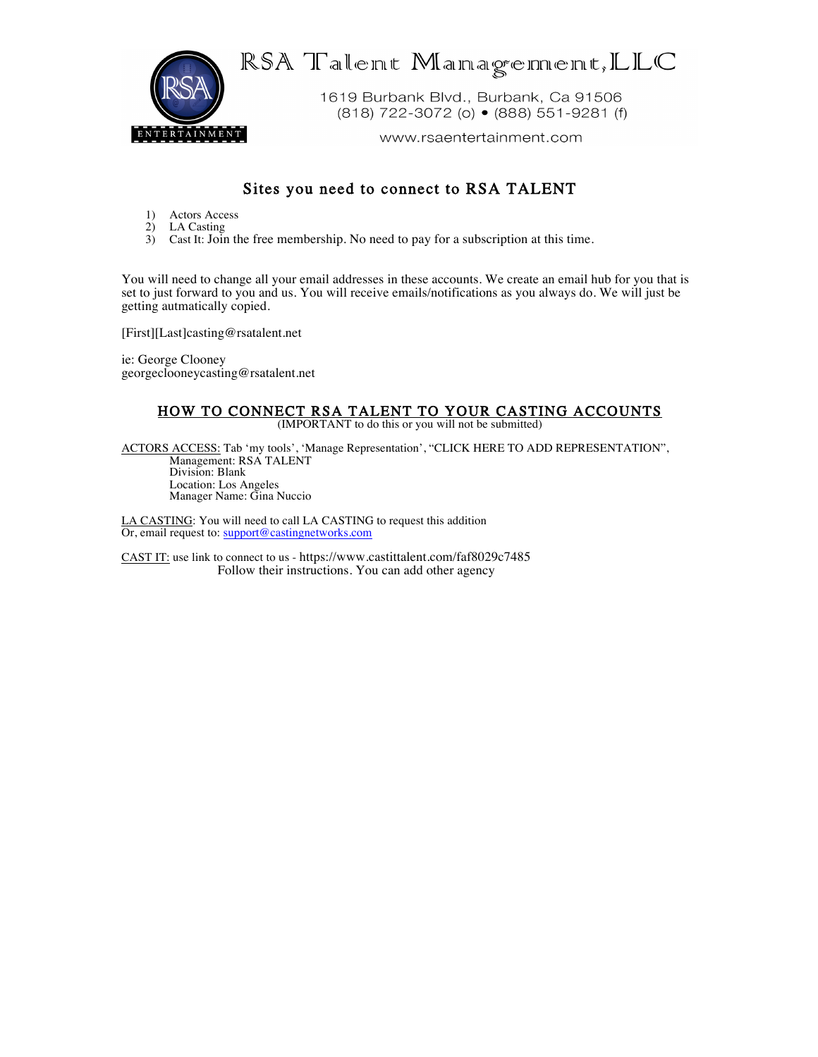# RSA Talent Management, LLC

1619 Burbank Blvd., Burbank, Ca 91506
(818) 722-3072 (o) • (888) 551-9281 (f)

www.rsaentertainment.com

## Sites you need to connect to RSA TALENT

1) Actors Access
2) LA Casting
3) Cast It: Join the free membership. No need to pay for a subscription at this time.

You will need to change all your email addresses in these accounts. We create an email hub for you that is set to just forward to you and us. You will receive emails/notifications as you always do. We will just be getting autmatically copied.

[First][Last]casting@rsatalent.net

ie: George Clooney
georgeclooneycasting@rsatalent.net

## HOW TO CONNECT RSA TALENT TO YOUR CASTING ACCOUNTS

(IMPORTANT to do this or you will not be submitted)

ACTORS ACCESS: Tab 'my tools', 'Manage Representation', "CLICK HERE TO ADD REPRESENTATION",
Management: RSA TALENT
Division: Blank
Location: Los Angeles
Manager Name: Gina Nuccio

LA CASTING: You will need to call LA CASTING to request this addition
Or, email request to: support@castingnetworks.com

CAST IT: use link to connect to us - https://www.castittalent.com/faf8029c7485
Follow their instructions. You can add other agency